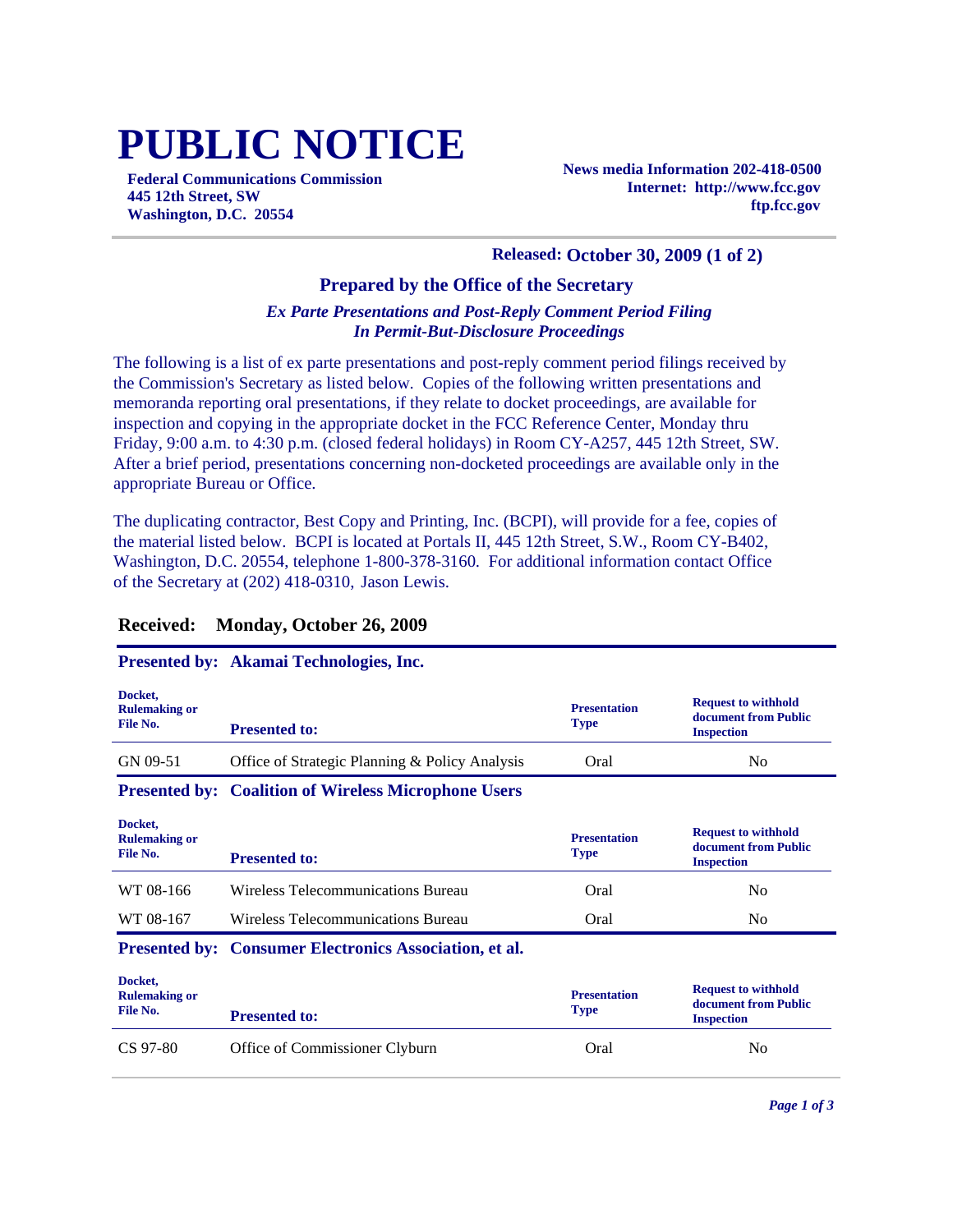# PUBLIC NOTICE

**Federal Communications Commission**
**445 12th Street, SW**
**Washington, D.C. 20554**

**News media Information 202-418-0500**
**Internet: http://www.fcc.gov**
**ftp.fcc.gov**

**Released: October 30, 2009 (1 of 2)**

## Prepared by the Office of the Secretary

***Ex Parte Presentations and Post-Reply Comment Period Filing In Permit-But-Disclosure Proceedings***

The following is a list of ex parte presentations and post-reply comment period filings received by the Commission's Secretary as listed below. Copies of the following written presentations and memoranda reporting oral presentations, if they relate to docket proceedings, are available for inspection and copying in the appropriate docket in the FCC Reference Center, Monday thru Friday, 9:00 a.m. to 4:30 p.m. (closed federal holidays) in Room CY-A257, 445 12th Street, SW. After a brief period, presentations concerning non-docketed proceedings are available only in the appropriate Bureau or Office.

The duplicating contractor, Best Copy and Printing, Inc. (BCPI), will provide for a fee, copies of the material listed below. BCPI is located at Portals II, 445 12th Street, S.W., Room CY-B402, Washington, D.C. 20554, telephone 1-800-378-3160. For additional information contact Office of the Secretary at (202) 418-0310, Jason Lewis.

### Received: Monday, October 26, 2009

**Presented by: Akamai Technologies, Inc.**

| Docket, Rulemaking or File No. | Presented to: | Presentation Type | Request to withhold document from Public Inspection |
|---|---|---|---|
| GN 09-51 | Office of Strategic Planning & Policy Analysis | Oral | No |

**Presented by: Coalition of Wireless Microphone Users**

| Docket, Rulemaking or File No. | Presented to: | Presentation Type | Request to withhold document from Public Inspection |
|---|---|---|---|
| WT 08-166 | Wireless Telecommunications Bureau | Oral | No |
| WT 08-167 | Wireless Telecommunications Bureau | Oral | No |

**Presented by: Consumer Electronics Association, et al.**

| Docket, Rulemaking or File No. | Presented to: | Presentation Type | Request to withhold document from Public Inspection |
|---|---|---|---|
| CS 97-80 | Office of Commissioner Clyburn | Oral | No |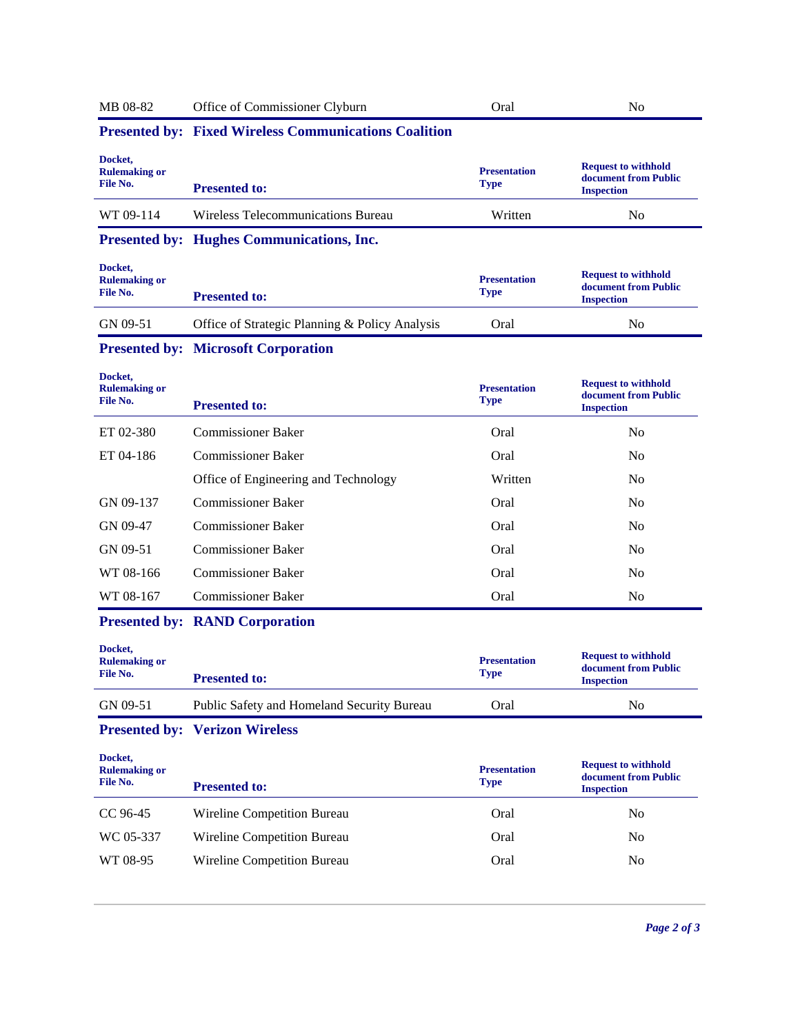| MB 08-82 | Office of Commissioner Clyburn | Oral | No |
|---|---|---|---|

**Presented by: Fixed Wireless Communications Coalition**

| Docket, Rulemaking or File No. | Presented to: | Presentation Type | Request to withhold document from Public Inspection |
|---|---|---|---|
| WT 09-114 | Wireless Telecommunications Bureau | Written | No |

**Presented by: Hughes Communications, Inc.**

| Docket, Rulemaking or File No. | Presented to: | Presentation Type | Request to withhold document from Public Inspection |
|---|---|---|---|
| GN 09-51 | Office of Strategic Planning & Policy Analysis | Oral | No |

**Presented by: Microsoft Corporation**

| Docket, Rulemaking or File No. | Presented to: | Presentation Type | Request to withhold document from Public Inspection |
|---|---|---|---|
| ET 02-380 | Commissioner Baker | Oral | No |
| ET 04-186 | Commissioner Baker | Oral | No |
| | Office of Engineering and Technology | Written | No |
| GN 09-137 | Commissioner Baker | Oral | No |
| GN 09-47 | Commissioner Baker | Oral | No |
| GN 09-51 | Commissioner Baker | Oral | No |
| WT 08-166 | Commissioner Baker | Oral | No |
| WT 08-167 | Commissioner Baker | Oral | No |

**Presented by: RAND Corporation**

| Docket, Rulemaking or File No. | Presented to: | Presentation Type | Request to withhold document from Public Inspection |
|---|---|---|---|
| GN 09-51 | Public Safety and Homeland Security Bureau | Oral | No |

**Presented by: Verizon Wireless**

| Docket, Rulemaking or File No. | Presented to: | Presentation Type | Request to withhold document from Public Inspection |
|---|---|---|---|
| CC 96-45 | Wireline Competition Bureau | Oral | No |
| WC 05-337 | Wireline Competition Bureau | Oral | No |
| WT 08-95 | Wireline Competition Bureau | Oral | No |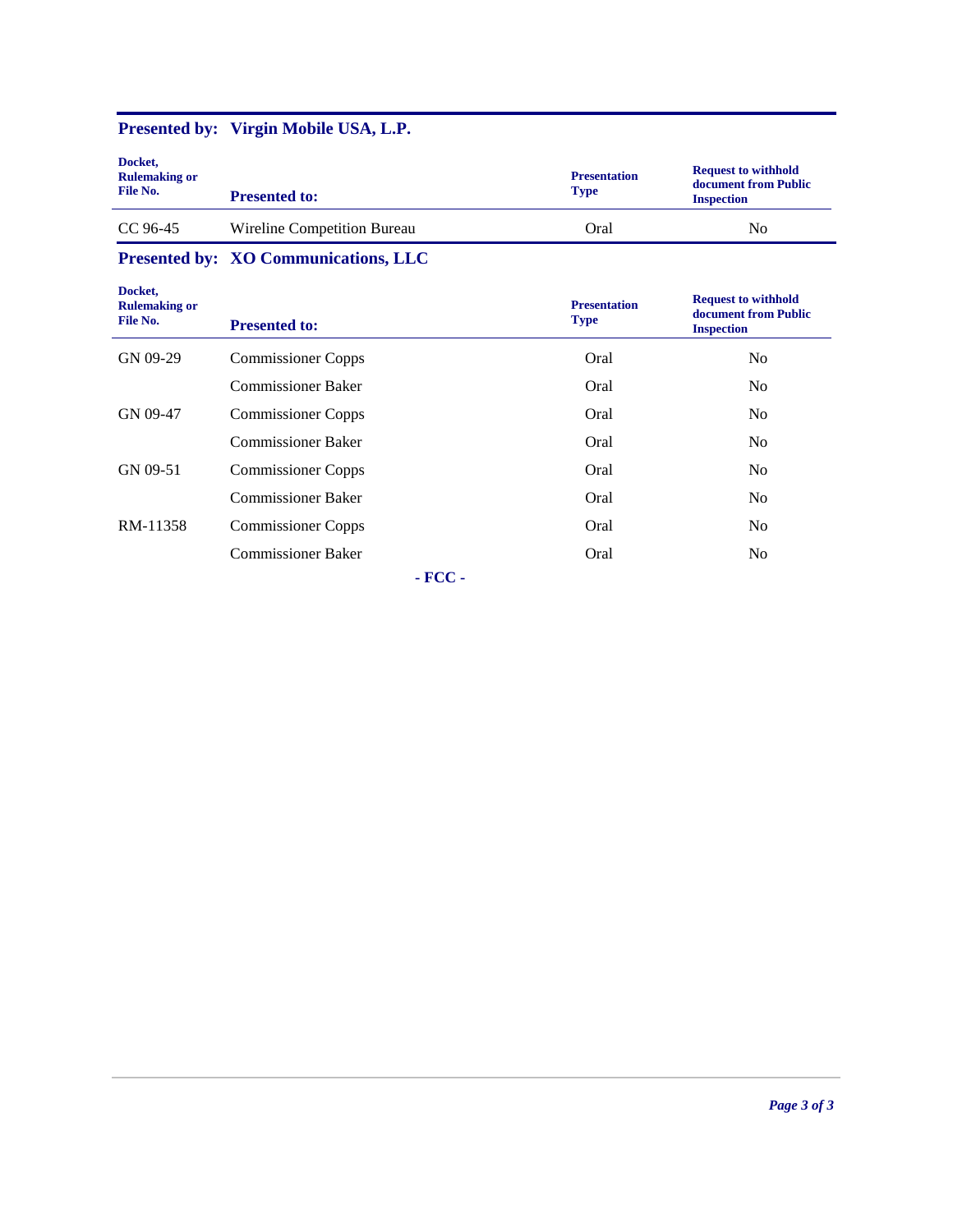**Presented by: Virgin Mobile USA, L.P.**

| Docket, Rulemaking or File No. | Presented to: | Presentation Type | Request to withhold document from Public Inspection |
|---|---|---|---|
| CC 96-45 | Wireline Competition Bureau | Oral | No |

**Presented by: XO Communications, LLC**

| Docket, Rulemaking or File No. | Presented to: | Presentation Type | Request to withhold document from Public Inspection |
|---|---|---|---|
| GN 09-29 | Commissioner Copps | Oral | No |
| | Commissioner Baker | Oral | No |
| GN 09-47 | Commissioner Copps | Oral | No |
| | Commissioner Baker | Oral | No |
| GN 09-51 | Commissioner Copps | Oral | No |
| | Commissioner Baker | Oral | No |
| RM-11358 | Commissioner Copps | Oral | No |
| | Commissioner Baker | Oral | No |

**- FCC -**